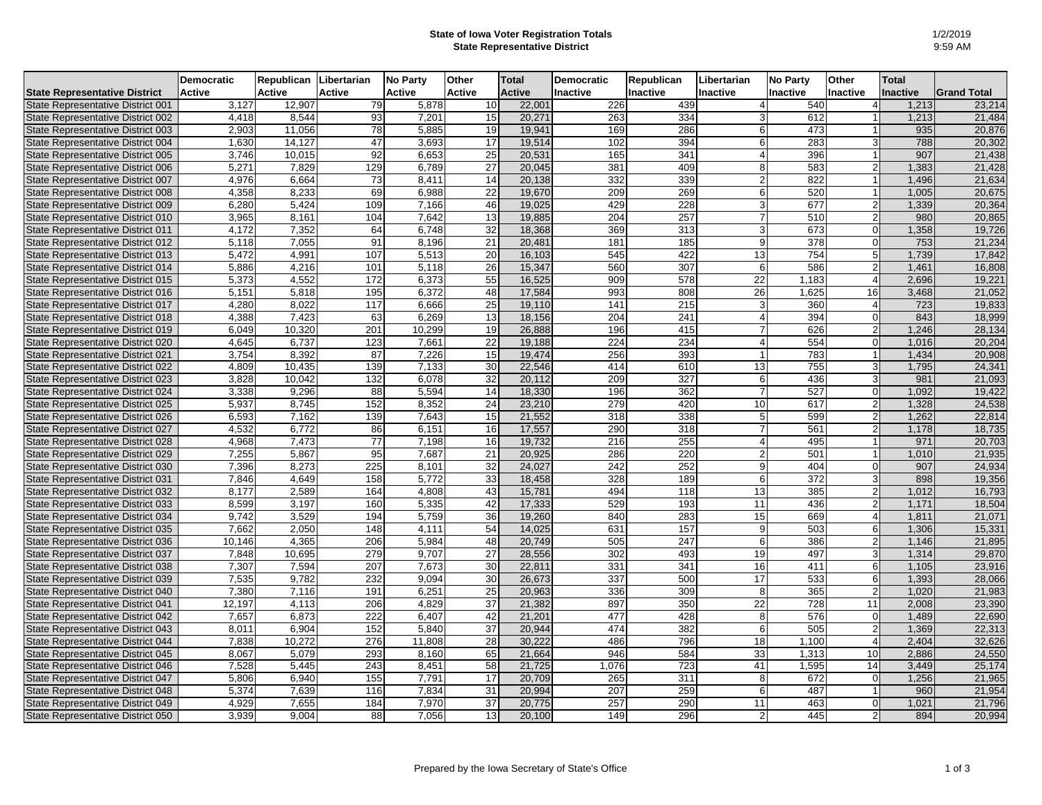**State of Iowa Voter Registration Totals**
**State Representative District**

1/2/2019
9:59 AM

| State Representative District | Democratic Active | Republican Active | Libertarian Active | No Party Active | Other Active | Total Active | Democratic Inactive | Republican Inactive | Libertarian Inactive | No Party Inactive | Other Inactive | Total Inactive | Grand Total |
|---|---|---|---|---|---|---|---|---|---|---|---|---|---|
| State Representative District 001 | 3,127 | 12,907 | 79 | 5,878 | 10 | 22,001 | 226 | 439 | 4 | 540 | 4 | 1,213 | 23,214 |
| State Representative District 002 | 4,418 | 8,544 | 93 | 7,201 | 15 | 20,271 | 263 | 334 | 3 | 612 | 1 | 1,213 | 21,484 |
| State Representative District 003 | 2,903 | 11,056 | 78 | 5,885 | 19 | 19,941 | 169 | 286 | 6 | 473 | 1 | 935 | 20,876 |
| State Representative District 004 | 1,630 | 14,127 | 47 | 3,693 | 17 | 19,514 | 102 | 394 | 6 | 283 | 3 | 788 | 20,302 |
| State Representative District 005 | 3,746 | 10,015 | 92 | 6,653 | 25 | 20,531 | 165 | 341 | 4 | 396 | 1 | 907 | 21,438 |
| State Representative District 006 | 5,271 | 7,829 | 129 | 6,789 | 27 | 20,045 | 381 | 409 | 8 | 583 | 2 | 1,383 | 21,428 |
| State Representative District 007 | 4,976 | 6,664 | 73 | 8,411 | 14 | 20,138 | 332 | 339 | 2 | 822 | 1 | 1,496 | 21,634 |
| State Representative District 008 | 4,358 | 8,233 | 69 | 6,988 | 22 | 19,670 | 209 | 269 | 6 | 520 | 1 | 1,005 | 20,675 |
| State Representative District 009 | 6,280 | 5,424 | 109 | 7,166 | 46 | 19,025 | 429 | 228 | 3 | 677 | 2 | 1,339 | 20,364 |
| State Representative District 010 | 3,965 | 8,161 | 104 | 7,642 | 13 | 19,885 | 204 | 257 | 7 | 510 | 2 | 980 | 20,865 |
| State Representative District 011 | 4,172 | 7,352 | 64 | 6,748 | 32 | 18,368 | 369 | 313 | 3 | 673 | 0 | 1,358 | 19,726 |
| State Representative District 012 | 5,118 | 7,055 | 91 | 8,196 | 21 | 20,481 | 181 | 185 | 9 | 378 | 0 | 753 | 21,234 |
| State Representative District 013 | 5,472 | 4,991 | 107 | 5,513 | 20 | 16,103 | 545 | 422 | 13 | 754 | 5 | 1,739 | 17,842 |
| State Representative District 014 | 5,886 | 4,216 | 101 | 5,118 | 26 | 15,347 | 560 | 307 | 6 | 586 | 2 | 1,461 | 16,808 |
| State Representative District 015 | 5,373 | 4,552 | 172 | 6,373 | 55 | 16,525 | 909 | 578 | 22 | 1,183 | 4 | 2,696 | 19,221 |
| State Representative District 016 | 5,151 | 5,818 | 195 | 6,372 | 48 | 17,584 | 993 | 808 | 26 | 1,625 | 16 | 3,468 | 21,052 |
| State Representative District 017 | 4,280 | 8,022 | 117 | 6,666 | 25 | 19,110 | 141 | 215 | 3 | 360 | 4 | 723 | 19,833 |
| State Representative District 018 | 4,388 | 7,423 | 63 | 6,269 | 13 | 18,156 | 204 | 241 | 4 | 394 | 0 | 843 | 18,999 |
| State Representative District 019 | 6,049 | 10,320 | 201 | 10,299 | 19 | 26,888 | 196 | 415 | 7 | 626 | 2 | 1,246 | 28,134 |
| State Representative District 020 | 4,645 | 6,737 | 123 | 7,661 | 22 | 19,188 | 224 | 234 | 4 | 554 | 0 | 1,016 | 20,204 |
| State Representative District 021 | 3,754 | 8,392 | 87 | 7,226 | 15 | 19,474 | 256 | 393 | 1 | 783 | 1 | 1,434 | 20,908 |
| State Representative District 022 | 4,809 | 10,435 | 139 | 7,133 | 30 | 22,546 | 414 | 610 | 13 | 755 | 3 | 1,795 | 24,341 |
| State Representative District 023 | 3,828 | 10,042 | 132 | 6,078 | 32 | 20,112 | 209 | 327 | 6 | 436 | 3 | 981 | 21,093 |
| State Representative District 024 | 3,338 | 9,296 | 88 | 5,594 | 14 | 18,330 | 196 | 362 | 7 | 527 | 0 | 1,092 | 19,422 |
| State Representative District 025 | 5,937 | 8,745 | 152 | 8,352 | 24 | 23,210 | 279 | 420 | 10 | 617 | 2 | 1,328 | 24,538 |
| State Representative District 026 | 6,593 | 7,162 | 139 | 7,643 | 15 | 21,552 | 318 | 338 | 5 | 599 | 2 | 1,262 | 22,814 |
| State Representative District 027 | 4,532 | 6,772 | 86 | 6,151 | 16 | 17,557 | 290 | 318 | 7 | 561 | 2 | 1,178 | 18,735 |
| State Representative District 028 | 4,968 | 7,473 | 77 | 7,198 | 16 | 19,732 | 216 | 255 | 4 | 495 | 1 | 971 | 20,703 |
| State Representative District 029 | 7,255 | 5,867 | 95 | 7,687 | 21 | 20,925 | 286 | 220 | 2 | 501 | 1 | 1,010 | 21,935 |
| State Representative District 030 | 7,396 | 8,273 | 225 | 8,101 | 32 | 24,027 | 242 | 252 | 9 | 404 | 0 | 907 | 24,934 |
| State Representative District 031 | 7,846 | 4,649 | 158 | 5,772 | 33 | 18,458 | 328 | 189 | 6 | 372 | 3 | 898 | 19,356 |
| State Representative District 032 | 8,177 | 2,589 | 164 | 4,808 | 43 | 15,781 | 494 | 118 | 13 | 385 | 2 | 1,012 | 16,793 |
| State Representative District 033 | 8,599 | 3,197 | 160 | 5,335 | 42 | 17,333 | 529 | 193 | 11 | 436 | 2 | 1,171 | 18,504 |
| State Representative District 034 | 9,742 | 3,529 | 194 | 5,759 | 36 | 19,260 | 840 | 283 | 15 | 669 | 4 | 1,811 | 21,071 |
| State Representative District 035 | 7,662 | 2,050 | 148 | 4,111 | 54 | 14,025 | 631 | 157 | 9 | 503 | 6 | 1,306 | 15,331 |
| State Representative District 036 | 10,146 | 4,365 | 206 | 5,984 | 48 | 20,749 | 505 | 247 | 6 | 386 | 2 | 1,146 | 21,895 |
| State Representative District 037 | 7,848 | 10,695 | 279 | 9,707 | 27 | 28,556 | 302 | 493 | 19 | 497 | 3 | 1,314 | 29,870 |
| State Representative District 038 | 7,307 | 7,594 | 207 | 7,673 | 30 | 22,811 | 331 | 341 | 16 | 411 | 6 | 1,105 | 23,916 |
| State Representative District 039 | 7,535 | 9,782 | 232 | 9,094 | 30 | 26,673 | 337 | 500 | 17 | 533 | 6 | 1,393 | 28,066 |
| State Representative District 040 | 7,380 | 7,116 | 191 | 6,251 | 25 | 20,963 | 336 | 309 | 8 | 365 | 2 | 1,020 | 21,983 |
| State Representative District 041 | 12,197 | 4,113 | 206 | 4,829 | 37 | 21,382 | 897 | 350 | 22 | 728 | 11 | 2,008 | 23,390 |
| State Representative District 042 | 7,657 | 6,873 | 222 | 6,407 | 42 | 21,201 | 477 | 428 | 8 | 576 | 0 | 1,489 | 22,690 |
| State Representative District 043 | 8,011 | 6,904 | 152 | 5,840 | 37 | 20,944 | 474 | 382 | 6 | 505 | 2 | 1,369 | 22,313 |
| State Representative District 044 | 7,838 | 10,272 | 276 | 11,808 | 28 | 30,222 | 486 | 796 | 18 | 1,100 | 4 | 2,404 | 32,626 |
| State Representative District 045 | 8,067 | 5,079 | 293 | 8,160 | 65 | 21,664 | 946 | 584 | 33 | 1,313 | 10 | 2,886 | 24,550 |
| State Representative District 046 | 7,528 | 5,445 | 243 | 8,451 | 58 | 21,725 | 1,076 | 723 | 41 | 1,595 | 14 | 3,449 | 25,174 |
| State Representative District 047 | 5,806 | 6,940 | 155 | 7,791 | 17 | 20,709 | 265 | 311 | 8 | 672 | 0 | 1,256 | 21,965 |
| State Representative District 048 | 5,374 | 7,639 | 116 | 7,834 | 31 | 20,994 | 207 | 259 | 6 | 487 | 1 | 960 | 21,954 |
| State Representative District 049 | 4,929 | 7,655 | 184 | 7,970 | 37 | 20,775 | 257 | 290 | 11 | 463 | 0 | 1,021 | 21,796 |
| State Representative District 050 | 3,939 | 9,004 | 88 | 7,056 | 13 | 20,100 | 149 | 296 | 2 | 445 | 2 | 894 | 20,994 |

Prepared by the Iowa Secretary of State's Office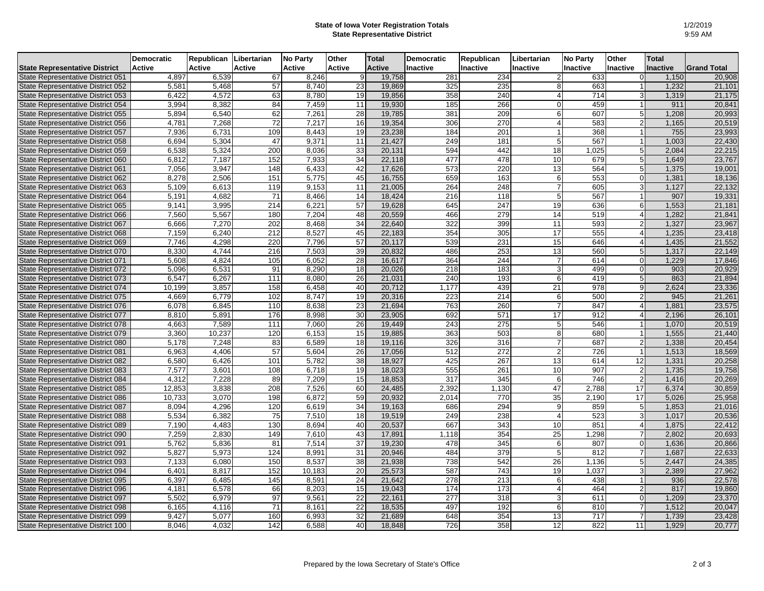**State of Iowa Voter Registration Totals**
**State Representative District**

1/2/2019
9:59 AM

| State Representative District | Democratic Active | Republican Active | Libertarian Active | No Party Active | Other Active | Total Active | Democratic Inactive | Republican Inactive | Libertarian Inactive | No Party Inactive | Other Inactive | Total Inactive | Grand Total |
|---|---|---|---|---|---|---|---|---|---|---|---|---|---|
| State Representative District 051 | 4,897 | 6,539 | 67 | 8,246 | 9 | 19,758 | 281 | 234 | 2 | 633 | 0 | 1,150 | 20,908 |
| State Representative District 052 | 5,581 | 5,468 | 57 | 8,740 | 23 | 19,869 | 325 | 235 | 8 | 663 | 1 | 1,232 | 21,101 |
| State Representative District 053 | 6,422 | 4,572 | 63 | 8,780 | 19 | 19,856 | 358 | 240 | 4 | 714 | 3 | 1,319 | 21,175 |
| State Representative District 054 | 3,994 | 8,382 | 84 | 7,459 | 11 | 19,930 | 185 | 266 | 0 | 459 | 1 | 911 | 20,841 |
| State Representative District 055 | 5,894 | 6,540 | 62 | 7,261 | 28 | 19,785 | 381 | 209 | 6 | 607 | 5 | 1,208 | 20,993 |
| State Representative District 056 | 4,781 | 7,268 | 72 | 7,217 | 16 | 19,354 | 306 | 270 | 4 | 583 | 2 | 1,165 | 20,519 |
| State Representative District 057 | 7,936 | 6,731 | 109 | 8,443 | 19 | 23,238 | 184 | 201 | 1 | 368 | 1 | 755 | 23,993 |
| State Representative District 058 | 6,694 | 5,304 | 47 | 9,371 | 11 | 21,427 | 249 | 181 | 5 | 567 | 1 | 1,003 | 22,430 |
| State Representative District 059 | 6,538 | 5,324 | 200 | 8,036 | 33 | 20,131 | 594 | 442 | 18 | 1,025 | 5 | 2,084 | 22,215 |
| State Representative District 060 | 6,812 | 7,187 | 152 | 7,933 | 34 | 22,118 | 477 | 478 | 10 | 679 | 5 | 1,649 | 23,767 |
| State Representative District 061 | 7,056 | 3,947 | 148 | 6,433 | 42 | 17,626 | 573 | 220 | 13 | 564 | 5 | 1,375 | 19,001 |
| State Representative District 062 | 8,278 | 2,506 | 151 | 5,775 | 45 | 16,755 | 659 | 163 | 6 | 553 | 0 | 1,381 | 18,136 |
| State Representative District 063 | 5,109 | 6,613 | 119 | 9,153 | 11 | 21,005 | 264 | 248 | 7 | 605 | 3 | 1,127 | 22,132 |
| State Representative District 064 | 5,191 | 4,682 | 71 | 8,466 | 14 | 18,424 | 216 | 118 | 5 | 567 | 1 | 907 | 19,331 |
| State Representative District 065 | 9,141 | 3,995 | 214 | 6,221 | 57 | 19,628 | 645 | 247 | 19 | 636 | 6 | 1,553 | 21,181 |
| State Representative District 066 | 7,560 | 5,567 | 180 | 7,204 | 48 | 20,559 | 466 | 279 | 14 | 519 | 4 | 1,282 | 21,841 |
| State Representative District 067 | 6,666 | 7,270 | 202 | 8,468 | 34 | 22,640 | 322 | 399 | 11 | 593 | 2 | 1,327 | 23,967 |
| State Representative District 068 | 7,159 | 6,240 | 212 | 8,527 | 45 | 22,183 | 354 | 305 | 17 | 555 | 4 | 1,235 | 23,418 |
| State Representative District 069 | 7,746 | 4,298 | 220 | 7,796 | 57 | 20,117 | 539 | 231 | 15 | 646 | 4 | 1,435 | 21,552 |
| State Representative District 070 | 8,330 | 4,744 | 216 | 7,503 | 39 | 20,832 | 486 | 253 | 13 | 560 | 5 | 1,317 | 22,149 |
| State Representative District 071 | 5,608 | 4,824 | 105 | 6,052 | 28 | 16,617 | 364 | 244 | 7 | 614 | 0 | 1,229 | 17,846 |
| State Representative District 072 | 5,096 | 6,531 | 91 | 8,290 | 18 | 20,026 | 218 | 183 | 3 | 499 | 0 | 903 | 20,929 |
| State Representative District 073 | 6,547 | 6,267 | 111 | 8,080 | 26 | 21,031 | 240 | 193 | 6 | 419 | 5 | 863 | 21,894 |
| State Representative District 074 | 10,199 | 3,857 | 158 | 6,458 | 40 | 20,712 | 1,177 | 439 | 21 | 978 | 9 | 2,624 | 23,336 |
| State Representative District 075 | 4,669 | 6,779 | 102 | 8,747 | 19 | 20,316 | 223 | 214 | 6 | 500 | 2 | 945 | 21,261 |
| State Representative District 076 | 6,078 | 6,845 | 110 | 8,638 | 23 | 21,694 | 763 | 260 | 7 | 847 | 4 | 1,881 | 23,575 |
| State Representative District 077 | 8,810 | 5,891 | 176 | 8,998 | 30 | 23,905 | 692 | 571 | 17 | 912 | 4 | 2,196 | 26,101 |
| State Representative District 078 | 4,663 | 7,589 | 111 | 7,060 | 26 | 19,449 | 243 | 275 | 5 | 546 | 1 | 1,070 | 20,519 |
| State Representative District 079 | 3,360 | 10,237 | 120 | 6,153 | 15 | 19,885 | 363 | 503 | 8 | 680 | 1 | 1,555 | 21,440 |
| State Representative District 080 | 5,178 | 7,248 | 83 | 6,589 | 18 | 19,116 | 326 | 316 | 7 | 687 | 2 | 1,338 | 20,454 |
| State Representative District 081 | 6,963 | 4,406 | 57 | 5,604 | 26 | 17,056 | 512 | 272 | 2 | 726 | 1 | 1,513 | 18,569 |
| State Representative District 082 | 6,580 | 6,426 | 101 | 5,782 | 38 | 18,927 | 425 | 267 | 13 | 614 | 12 | 1,331 | 20,258 |
| State Representative District 083 | 7,577 | 3,601 | 108 | 6,718 | 19 | 18,023 | 555 | 261 | 10 | 907 | 2 | 1,735 | 19,758 |
| State Representative District 084 | 4,312 | 7,228 | 89 | 7,209 | 15 | 18,853 | 317 | 345 | 6 | 746 | 2 | 1,416 | 20,269 |
| State Representative District 085 | 12,853 | 3,838 | 208 | 7,526 | 60 | 24,485 | 2,392 | 1,130 | 47 | 2,788 | 17 | 6,374 | 30,859 |
| State Representative District 086 | 10,733 | 3,070 | 198 | 6,872 | 59 | 20,932 | 2,014 | 770 | 35 | 2,190 | 17 | 5,026 | 25,958 |
| State Representative District 087 | 8,094 | 4,296 | 120 | 6,619 | 34 | 19,163 | 686 | 294 | 9 | 859 | 5 | 1,853 | 21,016 |
| State Representative District 088 | 5,534 | 6,382 | 75 | 7,510 | 18 | 19,519 | 249 | 238 | 4 | 523 | 3 | 1,017 | 20,536 |
| State Representative District 089 | 7,190 | 4,483 | 130 | 8,694 | 40 | 20,537 | 667 | 343 | 10 | 851 | 4 | 1,875 | 22,412 |
| State Representative District 090 | 7,259 | 2,830 | 149 | 7,610 | 43 | 17,891 | 1,118 | 354 | 25 | 1,298 | 7 | 2,802 | 20,693 |
| State Representative District 091 | 5,762 | 5,836 | 81 | 7,514 | 37 | 19,230 | 478 | 345 | 6 | 807 | 0 | 1,636 | 20,866 |
| State Representative District 092 | 5,827 | 5,973 | 124 | 8,991 | 31 | 20,946 | 484 | 379 | 5 | 812 | 7 | 1,687 | 22,633 |
| State Representative District 093 | 7,133 | 6,080 | 150 | 8,537 | 38 | 21,938 | 738 | 542 | 26 | 1,136 | 5 | 2,447 | 24,385 |
| State Representative District 094 | 6,401 | 8,817 | 152 | 10,183 | 20 | 25,573 | 587 | 743 | 19 | 1,037 | 3 | 2,389 | 27,962 |
| State Representative District 095 | 6,397 | 6,485 | 145 | 8,591 | 24 | 21,642 | 278 | 213 | 6 | 438 | 1 | 936 | 22,578 |
| State Representative District 096 | 4,181 | 6,578 | 66 | 8,203 | 15 | 19,043 | 174 | 173 | 4 | 464 | 2 | 817 | 19,860 |
| State Representative District 097 | 5,502 | 6,979 | 97 | 9,561 | 22 | 22,161 | 277 | 318 | 3 | 611 | 0 | 1,209 | 23,370 |
| State Representative District 098 | 6,165 | 4,116 | 71 | 8,161 | 22 | 18,535 | 497 | 192 | 6 | 810 | 7 | 1,512 | 20,047 |
| State Representative District 099 | 9,427 | 5,077 | 160 | 6,993 | 32 | 21,689 | 648 | 354 | 13 | 717 | 7 | 1,739 | 23,428 |
| State Representative District 100 | 8,046 | 4,032 | 142 | 6,588 | 40 | 18,848 | 726 | 358 | 12 | 822 | 11 | 1,929 | 20,777 |

Prepared by the Iowa Secretary of State's Office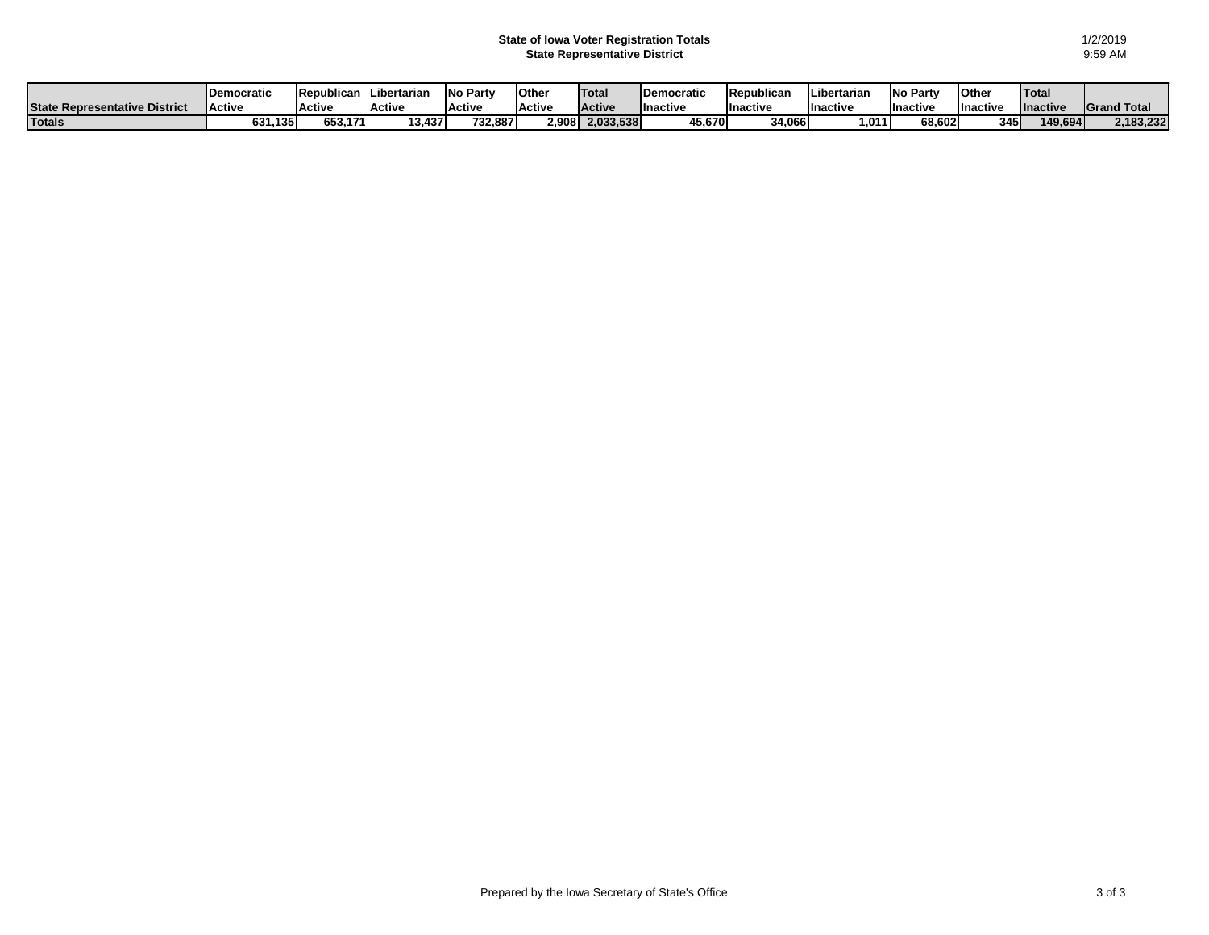**State of Iowa Voter Registration Totals**
**State Representative District**

1/2/2019
9:59 AM

| State Representative District | Democratic Active | Republican Active | Libertarian Active | No Party Active | Other Active | Total Active | Democratic Inactive | Republican Inactive | Libertarian Inactive | No Party Inactive | Other Inactive | Total Inactive | Grand Total |
|---|---|---|---|---|---|---|---|---|---|---|---|---|---|
| **Totals** | **631,135** | **653,171** | **13,437** | **732,887** | **2,908** | **2,033,538** | **45,670** | **34,066** | **1,011** | **68,602** | **345** | **149,694** | **2,183,232** |

Prepared by the Iowa Secretary of State's Office